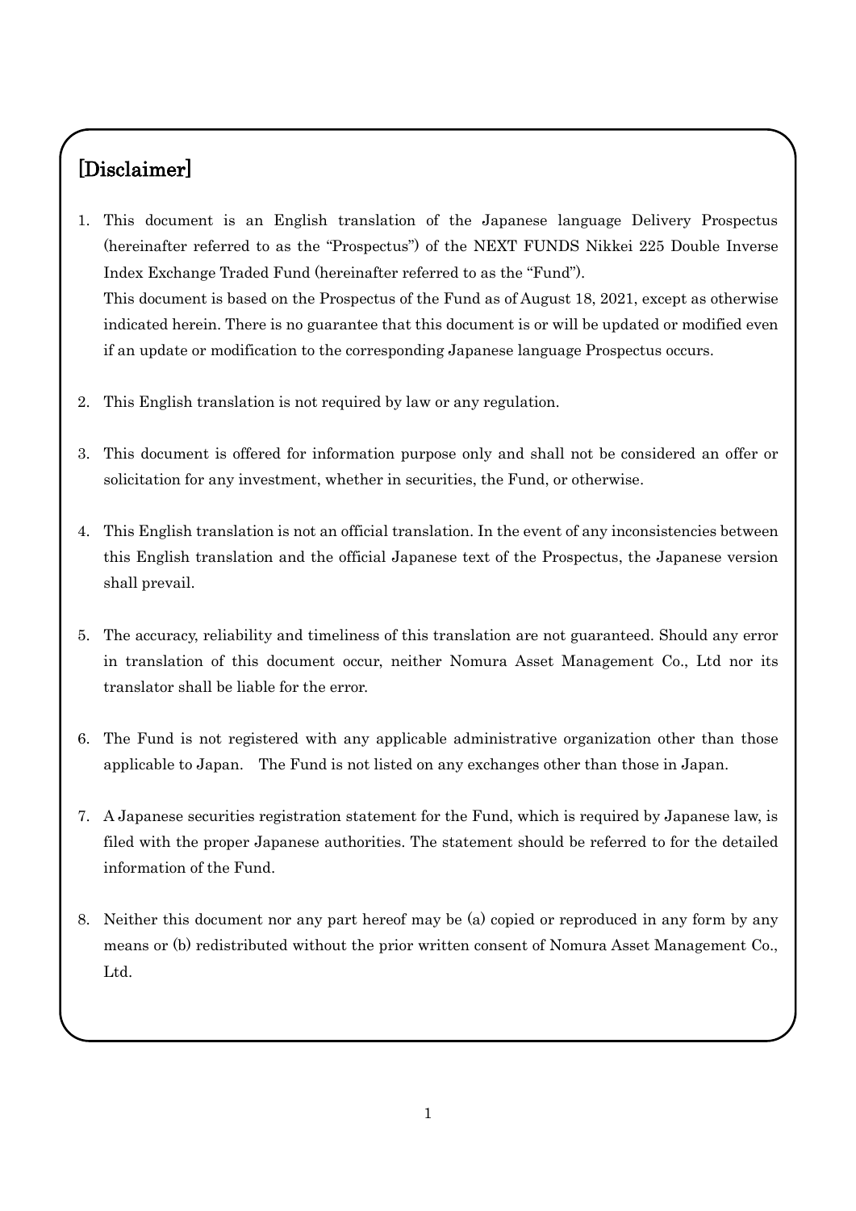# [Disclaimer]

1. This document is an English translation of the Japanese language Delivery Prospectus (hereinafter referred to as the "Prospectus") of the NEXT FUNDS Nikkei 225 Double Inverse Index Exchange Traded Fund (hereinafter referred to as the "Fund").
   This document is based on the Prospectus of the Fund as of August 18, 2021, except as otherwise indicated herein. There is no guarantee that this document is or will be updated or modified even if an update or modification to the corresponding Japanese language Prospectus occurs.

2. This English translation is not required by law or any regulation.

3. This document is offered for information purpose only and shall not be considered an offer or solicitation for any investment, whether in securities, the Fund, or otherwise.

4. This English translation is not an official translation. In the event of any inconsistencies between this English translation and the official Japanese text of the Prospectus, the Japanese version shall prevail.

5. The accuracy, reliability and timeliness of this translation are not guaranteed. Should any error in translation of this document occur, neither Nomura Asset Management Co., Ltd nor its translator shall be liable for the error.

6. The Fund is not registered with any applicable administrative organization other than those applicable to Japan. The Fund is not listed on any exchanges other than those in Japan.

7. A Japanese securities registration statement for the Fund, which is required by Japanese law, is filed with the proper Japanese authorities. The statement should be referred to for the detailed information of the Fund.

8. Neither this document nor any part hereof may be (a) copied or reproduced in any form by any means or (b) redistributed without the prior written consent of Nomura Asset Management Co., Ltd.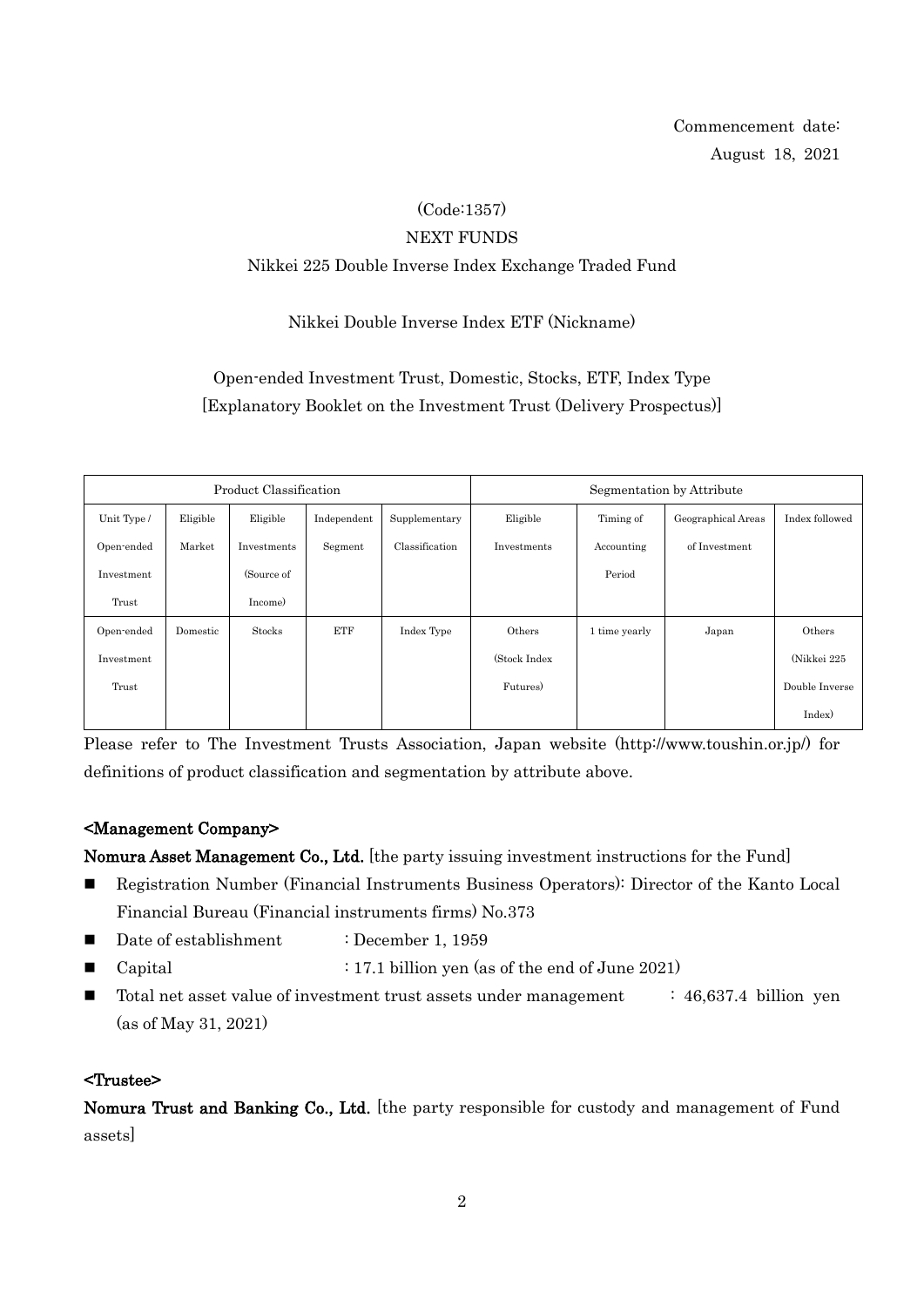Commencement date:
August 18, 2021

(Code:1357)

NEXT FUNDS

Nikkei 225 Double Inverse Index Exchange Traded Fund

Nikkei Double Inverse Index ETF (Nickname)

Open-ended Investment Trust, Domestic, Stocks, ETF, Index Type

[Explanatory Booklet on the Investment Trust (Delivery Prospectus)]

| Product Classification | | | | | Segmentation by Attribute | | | |
|---|---|---|---|---|---|---|---|---|
| Unit Type / Open-ended Investment Trust | Eligible Market | Eligible Investments (Source of Income) | Independent Segment | Supplementary Classification | Eligible Investments | Timing of Accounting Period | Geographical Areas of Investment | Index followed |
| Open-ended Investment Trust | Domestic | Stocks | ETF | Index Type | Others (Stock Index Futures) | 1 time yearly | Japan | Others (Nikkei 225 Double Inverse Index) |

Please refer to The Investment Trusts Association, Japan website (http://www.toushin.or.jp/) for definitions of product classification and segmentation by attribute above.

**<Management Company>**

**Nomura Asset Management Co., Ltd.** [the party issuing investment instructions for the Fund]

- Registration Number (Financial Instruments Business Operators): Director of the Kanto Local Financial Bureau (Financial instruments firms) No.373
- Date of establishment : December 1, 1959
- Capital : 17.1 billion yen (as of the end of June 2021)
- Total net asset value of investment trust assets under management : 46,637.4 billion yen (as of May 31, 2021)

**<Trustee>**

**Nomura Trust and Banking Co., Ltd.** [the party responsible for custody and management of Fund assets]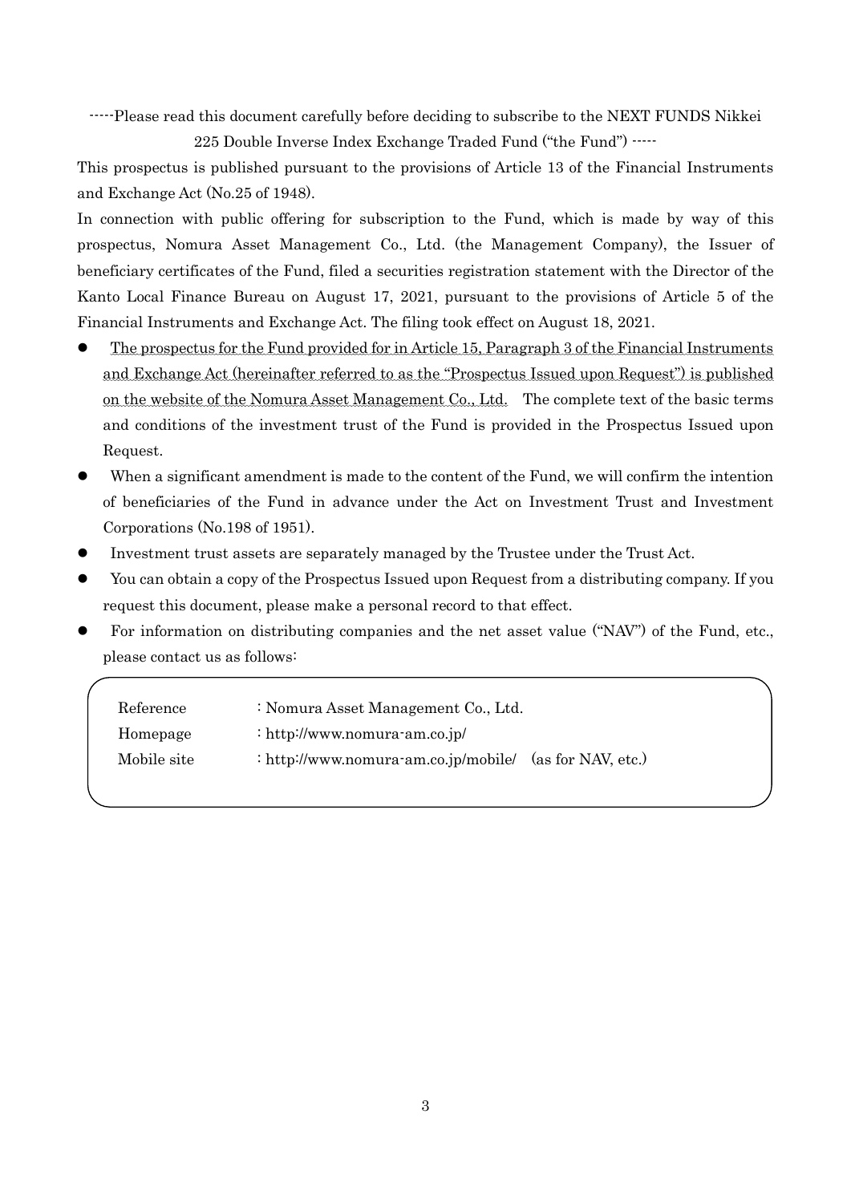-----Please read this document carefully before deciding to subscribe to the NEXT FUNDS Nikkei 225 Double Inverse Index Exchange Traded Fund ("the Fund") -----

This prospectus is published pursuant to the provisions of Article 13 of the Financial Instruments and Exchange Act (No.25 of 1948).

In connection with public offering for subscription to the Fund, which is made by way of this prospectus, Nomura Asset Management Co., Ltd. (the Management Company), the Issuer of beneficiary certificates of the Fund, filed a securities registration statement with the Director of the Kanto Local Finance Bureau on August 17, 2021, pursuant to the provisions of Article 5 of the Financial Instruments and Exchange Act. The filing took effect on August 18, 2021.

- The prospectus for the Fund provided for in Article 15, Paragraph 3 of the Financial Instruments and Exchange Act (hereinafter referred to as the "Prospectus Issued upon Request") is published on the website of the Nomura Asset Management Co., Ltd. The complete text of the basic terms and conditions of the investment trust of the Fund is provided in the Prospectus Issued upon Request.
- When a significant amendment is made to the content of the Fund, we will confirm the intention of beneficiaries of the Fund in advance under the Act on Investment Trust and Investment Corporations (No.198 of 1951).
- Investment trust assets are separately managed by the Trustee under the Trust Act.
- You can obtain a copy of the Prospectus Issued upon Request from a distributing company. If you request this document, please make a personal record to that effect.
- For information on distributing companies and the net asset value ("NAV") of the Fund, etc., please contact us as follows:

| | |
|---|---|
| Reference | : Nomura Asset Management Co., Ltd. |
| Homepage | : http://www.nomura-am.co.jp/ |
| Mobile site | : http://www.nomura-am.co.jp/mobile/ (as for NAV, etc.) |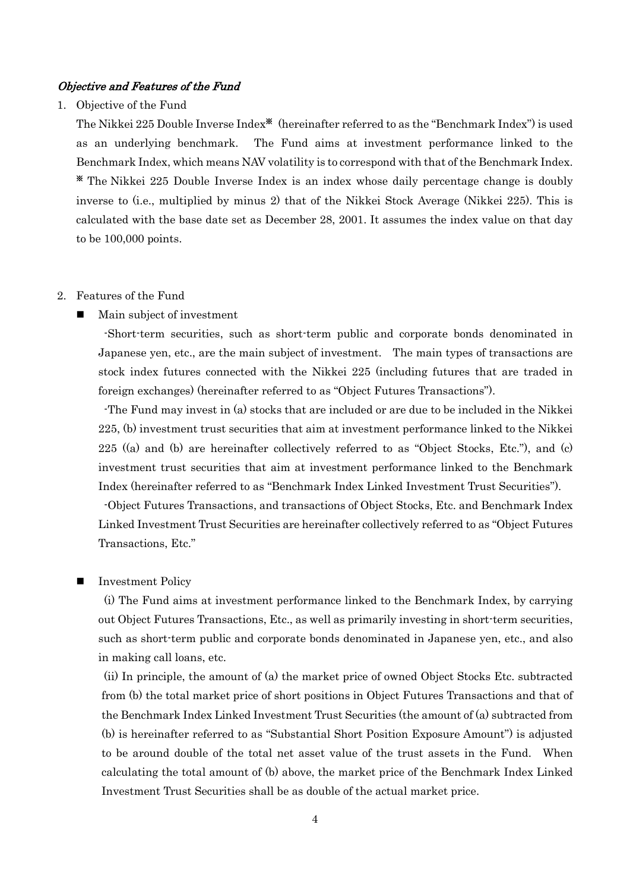### *Objective and Features of the Fund*

1. Objective of the Fund

   The Nikkei 225 Double Inverse Index※ (hereinafter referred to as the "Benchmark Index") is used as an underlying benchmark. The Fund aims at investment performance linked to the Benchmark Index, which means NAV volatility is to correspond with that of the Benchmark Index.

   ※ The Nikkei 225 Double Inverse Index is an index whose daily percentage change is doubly inverse to (i.e., multiplied by minus 2) that of the Nikkei Stock Average (Nikkei 225). This is calculated with the base date set as December 28, 2001. It assumes the index value on that day to be 100,000 points.

2. Features of the Fund

   - Main subject of investment

     -Short-term securities, such as short-term public and corporate bonds denominated in Japanese yen, etc., are the main subject of investment. The main types of transactions are stock index futures connected with the Nikkei 225 (including futures that are traded in foreign exchanges) (hereinafter referred to as "Object Futures Transactions").

     -The Fund may invest in (a) stocks that are included or are due to be included in the Nikkei 225, (b) investment trust securities that aim at investment performance linked to the Nikkei 225 ((a) and (b) are hereinafter collectively referred to as "Object Stocks, Etc."), and (c) investment trust securities that aim at investment performance linked to the Benchmark Index (hereinafter referred to as "Benchmark Index Linked Investment Trust Securities").

     -Object Futures Transactions, and transactions of Object Stocks, Etc. and Benchmark Index Linked Investment Trust Securities are hereinafter collectively referred to as "Object Futures Transactions, Etc."

   - Investment Policy

     (i) The Fund aims at investment performance linked to the Benchmark Index, by carrying out Object Futures Transactions, Etc., as well as primarily investing in short-term securities, such as short-term public and corporate bonds denominated in Japanese yen, etc., and also in making call loans, etc.

     (ii) In principle, the amount of (a) the market price of owned Object Stocks Etc. subtracted from (b) the total market price of short positions in Object Futures Transactions and that of the Benchmark Index Linked Investment Trust Securities (the amount of (a) subtracted from (b) is hereinafter referred to as "Substantial Short Position Exposure Amount") is adjusted to be around double of the total net asset value of the trust assets in the Fund. When calculating the total amount of (b) above, the market price of the Benchmark Index Linked Investment Trust Securities shall be as double of the actual market price.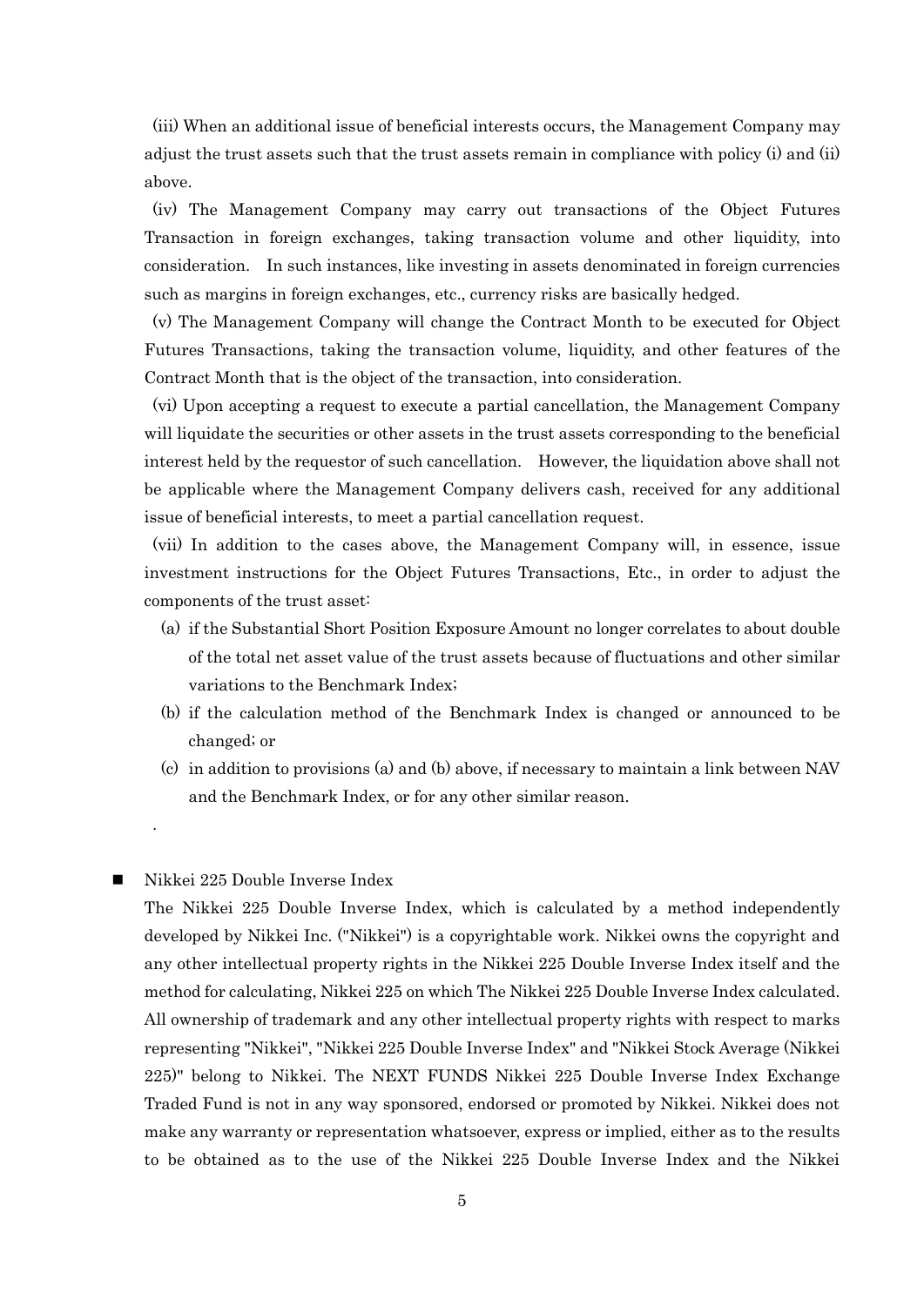(iii) When an additional issue of beneficial interests occurs, the Management Company may adjust the trust assets such that the trust assets remain in compliance with policy (i) and (ii) above.

(iv) The Management Company may carry out transactions of the Object Futures Transaction in foreign exchanges, taking transaction volume and other liquidity, into consideration. In such instances, like investing in assets denominated in foreign currencies such as margins in foreign exchanges, etc., currency risks are basically hedged.

(v) The Management Company will change the Contract Month to be executed for Object Futures Transactions, taking the transaction volume, liquidity, and other features of the Contract Month that is the object of the transaction, into consideration.

(vi) Upon accepting a request to execute a partial cancellation, the Management Company will liquidate the securities or other assets in the trust assets corresponding to the beneficial interest held by the requestor of such cancellation. However, the liquidation above shall not be applicable where the Management Company delivers cash, received for any additional issue of beneficial interests, to meet a partial cancellation request.

(vii) In addition to the cases above, the Management Company will, in essence, issue investment instructions for the Object Futures Transactions, Etc., in order to adjust the components of the trust asset:

(a) if the Substantial Short Position Exposure Amount no longer correlates to about double of the total net asset value of the trust assets because of fluctuations and other similar variations to the Benchmark Index;

(b) if the calculation method of the Benchmark Index is changed or announced to be changed; or

(c) in addition to provisions (a) and (b) above, if necessary to maintain a link between NAV and the Benchmark Index, or for any other similar reason.

.

- Nikkei 225 Double Inverse Index

The Nikkei 225 Double Inverse Index, which is calculated by a method independently developed by Nikkei Inc. ("Nikkei") is a copyrightable work. Nikkei owns the copyright and any other intellectual property rights in the Nikkei 225 Double Inverse Index itself and the method for calculating, Nikkei 225 on which The Nikkei 225 Double Inverse Index calculated. All ownership of trademark and any other intellectual property rights with respect to marks representing "Nikkei", "Nikkei 225 Double Inverse Index" and "Nikkei Stock Average (Nikkei 225)" belong to Nikkei. The NEXT FUNDS Nikkei 225 Double Inverse Index Exchange Traded Fund is not in any way sponsored, endorsed or promoted by Nikkei. Nikkei does not make any warranty or representation whatsoever, express or implied, either as to the results to be obtained as to the use of the Nikkei 225 Double Inverse Index and the Nikkei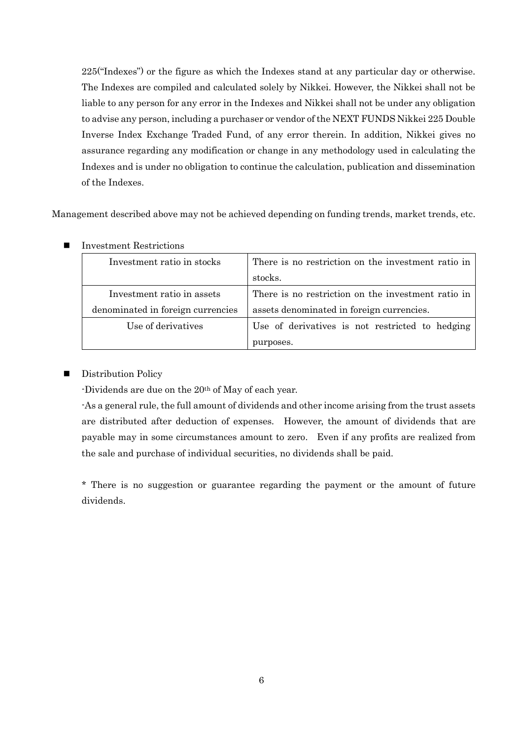225("Indexes") or the figure as which the Indexes stand at any particular day or otherwise. The Indexes are compiled and calculated solely by Nikkei. However, the Nikkei shall not be liable to any person for any error in the Indexes and Nikkei shall not be under any obligation to advise any person, including a purchaser or vendor of the NEXT FUNDS Nikkei 225 Double Inverse Index Exchange Traded Fund, of any error therein. In addition, Nikkei gives no assurance regarding any modification or change in any methodology used in calculating the Indexes and is under no obligation to continue the calculation, publication and dissemination of the Indexes.

Management described above may not be achieved depending on funding trends, market trends, etc.

- Investment Restrictions

| Investment ratio in stocks | There is no restriction on the investment ratio in stocks. |
|---|---|
| Investment ratio in assets denominated in foreign currencies | There is no restriction on the investment ratio in assets denominated in foreign currencies. |
| Use of derivatives | Use of derivatives is not restricted to hedging purposes. |

- Distribution Policy

  -Dividends are due on the 20th of May of each year.

  -As a general rule, the full amount of dividends and other income arising from the trust assets are distributed after deduction of expenses. However, the amount of dividends that are payable may in some circumstances amount to zero. Even if any profits are realized from the sale and purchase of individual securities, no dividends shall be paid.

  \* There is no suggestion or guarantee regarding the payment or the amount of future dividends.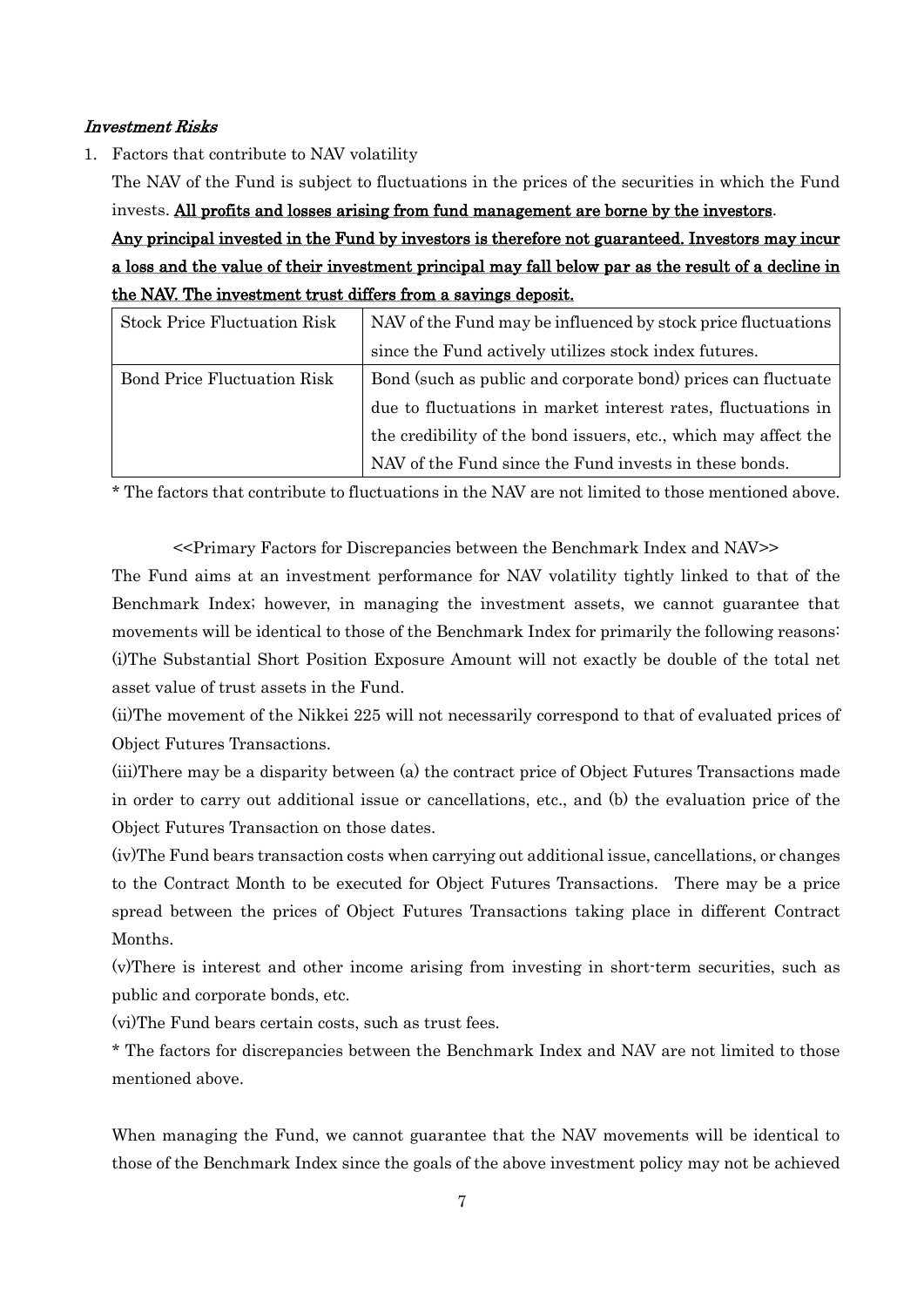## *Investment Risks*

1. Factors that contribute to NAV volatility

   The NAV of the Fund is subject to fluctuations in the prices of the securities in which the Fund invests. **All profits and losses arising from fund management are borne by the investors**.

   **Any principal invested in the Fund by investors is therefore not guaranteed. Investors may incur a loss and the value of their investment principal may fall below par as the result of a decline in the NAV. The investment trust differs from a savings deposit.**

| Stock Price Fluctuation Risk | NAV of the Fund may be influenced by stock price fluctuations since the Fund actively utilizes stock index futures. |
|---|---|
| Bond Price Fluctuation Risk | Bond (such as public and corporate bond) prices can fluctuate due to fluctuations in market interest rates, fluctuations in the credibility of the bond issuers, etc., which may affect the NAV of the Fund since the Fund invests in these bonds. |

\* The factors that contribute to fluctuations in the NAV are not limited to those mentioned above.

<<Primary Factors for Discrepancies between the Benchmark Index and NAV>>

The Fund aims at an investment performance for NAV volatility tightly linked to that of the Benchmark Index; however, in managing the investment assets, we cannot guarantee that movements will be identical to those of the Benchmark Index for primarily the following reasons:

(i)The Substantial Short Position Exposure Amount will not exactly be double of the total net asset value of trust assets in the Fund.

(ii)The movement of the Nikkei 225 will not necessarily correspond to that of evaluated prices of Object Futures Transactions.

(iii)There may be a disparity between (a) the contract price of Object Futures Transactions made in order to carry out additional issue or cancellations, etc., and (b) the evaluation price of the Object Futures Transaction on those dates.

(iv)The Fund bears transaction costs when carrying out additional issue, cancellations, or changes to the Contract Month to be executed for Object Futures Transactions. There may be a price spread between the prices of Object Futures Transactions taking place in different Contract Months.

(v)There is interest and other income arising from investing in short-term securities, such as public and corporate bonds, etc.

(vi)The Fund bears certain costs, such as trust fees.

\* The factors for discrepancies between the Benchmark Index and NAV are not limited to those mentioned above.

When managing the Fund, we cannot guarantee that the NAV movements will be identical to those of the Benchmark Index since the goals of the above investment policy may not be achieved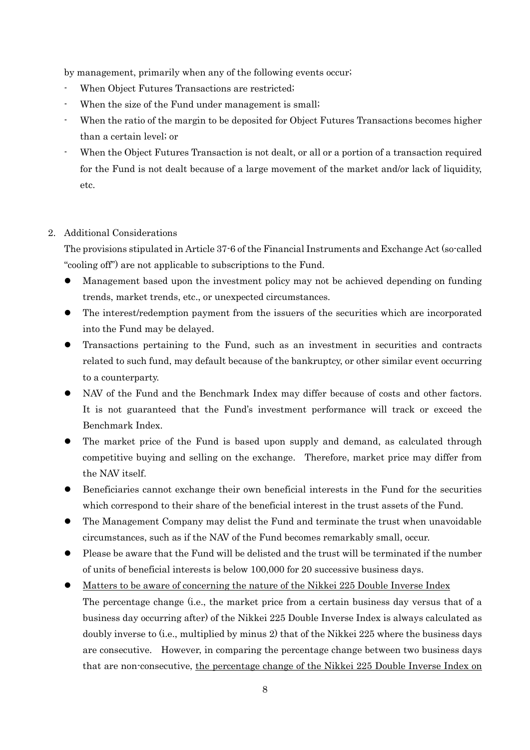by management, primarily when any of the following events occur;

- When Object Futures Transactions are restricted;
- When the size of the Fund under management is small;
- When the ratio of the margin to be deposited for Object Futures Transactions becomes higher than a certain level; or
- When the Object Futures Transaction is not dealt, or all or a portion of a transaction required for the Fund is not dealt because of a large movement of the market and/or lack of liquidity, etc.

2. Additional Considerations

The provisions stipulated in Article 37-6 of the Financial Instruments and Exchange Act (so-called "cooling off") are not applicable to subscriptions to the Fund.

- Management based upon the investment policy may not be achieved depending on funding trends, market trends, etc., or unexpected circumstances.
- The interest/redemption payment from the issuers of the securities which are incorporated into the Fund may be delayed.
- Transactions pertaining to the Fund, such as an investment in securities and contracts related to such fund, may default because of the bankruptcy, or other similar event occurring to a counterparty.
- NAV of the Fund and the Benchmark Index may differ because of costs and other factors. It is not guaranteed that the Fund's investment performance will track or exceed the Benchmark Index.
- The market price of the Fund is based upon supply and demand, as calculated through competitive buying and selling on the exchange. Therefore, market price may differ from the NAV itself.
- Beneficiaries cannot exchange their own beneficial interests in the Fund for the securities which correspond to their share of the beneficial interest in the trust assets of the Fund.
- The Management Company may delist the Fund and terminate the trust when unavoidable circumstances, such as if the NAV of the Fund becomes remarkably small, occur.
- Please be aware that the Fund will be delisted and the trust will be terminated if the number of units of beneficial interests is below 100,000 for 20 successive business days.
- <u>Matters to be aware of concerning the nature of the Nikkei 225 Double Inverse Index</u>
  The percentage change (i.e., the market price from a certain business day versus that of a business day occurring after) of the Nikkei 225 Double Inverse Index is always calculated as doubly inverse to (i.e., multiplied by minus 2) that of the Nikkei 225 where the business days are consecutive. However, in comparing the percentage change between two business days that are non-consecutive, <u>the percentage change of the Nikkei 225 Double Inverse Index on</u>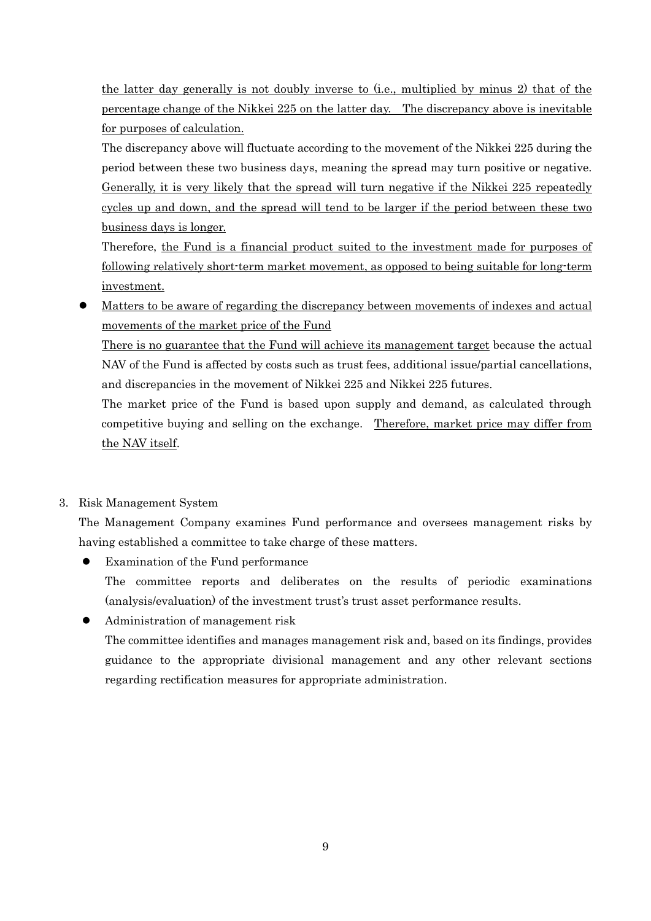the latter day generally is not doubly inverse to (i.e., multiplied by minus 2) that of the percentage change of the Nikkei 225 on the latter day. The discrepancy above is inevitable for purposes of calculation.

The discrepancy above will fluctuate according to the movement of the Nikkei 225 during the period between these two business days, meaning the spread may turn positive or negative. Generally, it is very likely that the spread will turn negative if the Nikkei 225 repeatedly cycles up and down, and the spread will tend to be larger if the period between these two business days is longer.

Therefore, the Fund is a financial product suited to the investment made for purposes of following relatively short-term market movement, as opposed to being suitable for long-term investment.

- Matters to be aware of regarding the discrepancy between movements of indexes and actual movements of the market price of the Fund

  There is no guarantee that the Fund will achieve its management target because the actual NAV of the Fund is affected by costs such as trust fees, additional issue/partial cancellations, and discrepancies in the movement of Nikkei 225 and Nikkei 225 futures.

  The market price of the Fund is based upon supply and demand, as calculated through competitive buying and selling on the exchange. Therefore, market price may differ from the NAV itself.

3. Risk Management System

The Management Company examines Fund performance and oversees management risks by having established a committee to take charge of these matters.

- Examination of the Fund performance

  The committee reports and deliberates on the results of periodic examinations (analysis/evaluation) of the investment trust's trust asset performance results.

- Administration of management risk

  The committee identifies and manages management risk and, based on its findings, provides guidance to the appropriate divisional management and any other relevant sections regarding rectification measures for appropriate administration.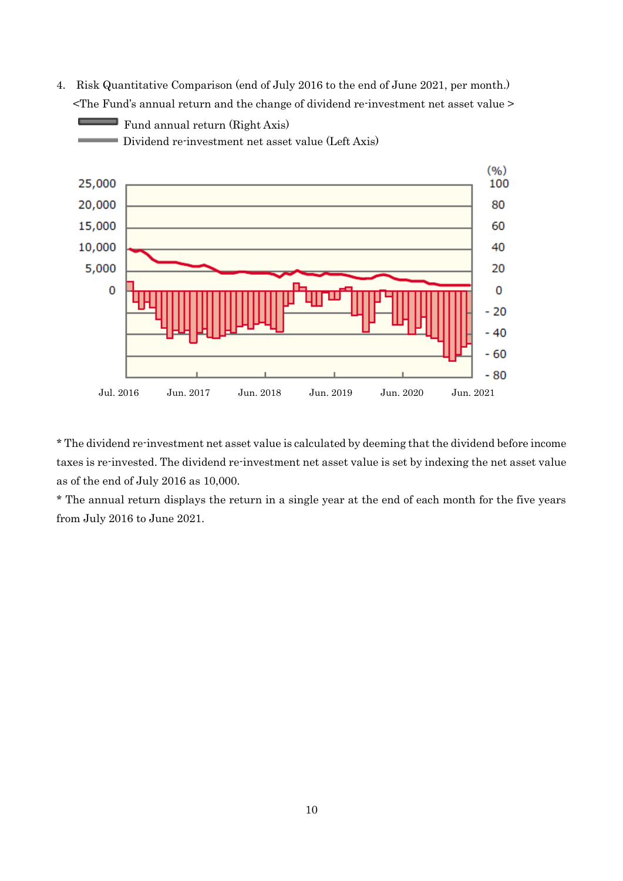4. Risk Quantitative Comparison (end of July 2016 to the end of June 2021, per month.)

<The Fund's annual return and the change of dividend re-investment net asset value >

Fund annual return (Right Axis)

Dividend re-investment net asset value (Left Axis)

* The dividend re-investment net asset value is calculated by deeming that the dividend before income taxes is re-invested. The dividend re-investment net asset value is set by indexing the net asset value as of the end of July 2016 as 10,000.

* The annual return displays the return in a single year at the end of each month for the five years from July 2016 to June 2021.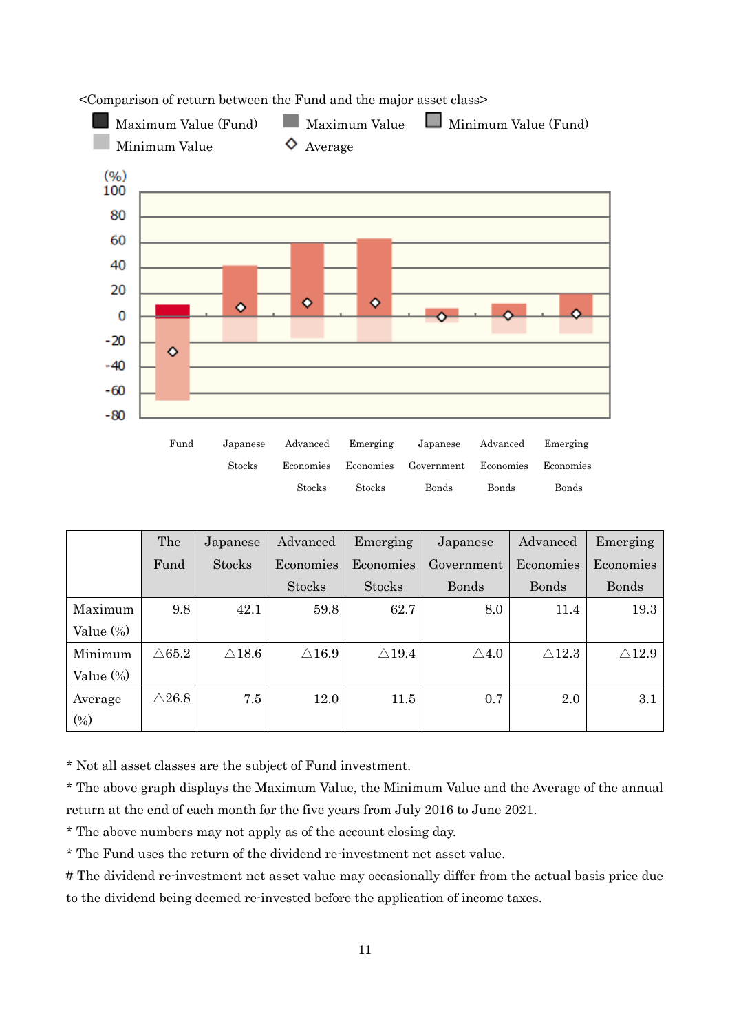<Comparison of return between the Fund and the major asset class>

| | The Fund | Japanese Stocks | Advanced Economies Stocks | Emerging Economies Stocks | Japanese Government Bonds | Advanced Economies Bonds | Emerging Economies Bonds |
|---|---|---|---|---|---|---|---|
| Maximum Value (%) | 9.8 | 42.1 | 59.8 | 62.7 | 8.0 | 11.4 | 19.3 |
| Minimum Value (%) | △65.2 | △18.6 | △16.9 | △19.4 | △4.0 | △12.3 | △12.9 |
| Average (%) | △26.8 | 7.5 | 12.0 | 11.5 | 0.7 | 2.0 | 3.1 |

* Not all asset classes are the subject of Fund investment.

* The above graph displays the Maximum Value, the Minimum Value and the Average of the annual return at the end of each month for the five years from July 2016 to June 2021.

* The above numbers may not apply as of the account closing day.

* The Fund uses the return of the dividend re-investment net asset value.

# The dividend re-investment net asset value may occasionally differ from the actual basis price due to the dividend being deemed re-invested before the application of income taxes.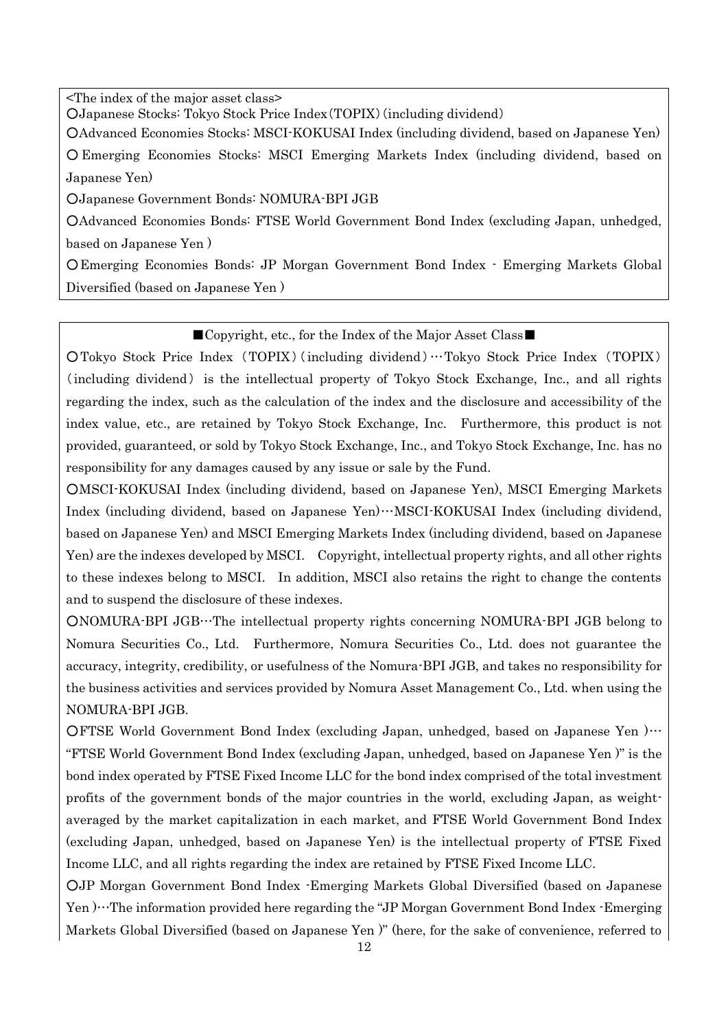<The index of the major asset class>

○Japanese Stocks: Tokyo Stock Price Index（TOPIX）(including dividend)

○Advanced Economies Stocks: MSCI-KOKUSAI Index (including dividend, based on Japanese Yen)

○Emerging Economies Stocks: MSCI Emerging Markets Index (including dividend, based on Japanese Yen)

○Japanese Government Bonds: NOMURA-BPI JGB

○Advanced Economies Bonds: FTSE World Government Bond Index (excluding Japan, unhedged, based on Japanese Yen )

○Emerging Economies Bonds: JP Morgan Government Bond Index - Emerging Markets Global Diversified (based on Japanese Yen )

■Copyright, etc., for the Index of the Major Asset Class■

○Tokyo Stock Price Index（TOPIX）(including dividend)…Tokyo Stock Price Index（TOPIX）(including dividend) is the intellectual property of Tokyo Stock Exchange, Inc., and all rights regarding the index, such as the calculation of the index and the disclosure and accessibility of the index value, etc., are retained by Tokyo Stock Exchange, Inc. Furthermore, this product is not provided, guaranteed, or sold by Tokyo Stock Exchange, Inc., and Tokyo Stock Exchange, Inc. has no responsibility for any damages caused by any issue or sale by the Fund.

○MSCI-KOKUSAI Index (including dividend, based on Japanese Yen), MSCI Emerging Markets Index (including dividend, based on Japanese Yen)…MSCI-KOKUSAI Index (including dividend, based on Japanese Yen) and MSCI Emerging Markets Index (including dividend, based on Japanese Yen) are the indexes developed by MSCI. Copyright, intellectual property rights, and all other rights to these indexes belong to MSCI. In addition, MSCI also retains the right to change the contents and to suspend the disclosure of these indexes.

○NOMURA-BPI JGB…The intellectual property rights concerning NOMURA-BPI JGB belong to Nomura Securities Co., Ltd. Furthermore, Nomura Securities Co., Ltd. does not guarantee the accuracy, integrity, credibility, or usefulness of the Nomura-BPI JGB, and takes no responsibility for the business activities and services provided by Nomura Asset Management Co., Ltd. when using the NOMURA-BPI JGB.

○FTSE World Government Bond Index (excluding Japan, unhedged, based on Japanese Yen )…"FTSE World Government Bond Index (excluding Japan, unhedged, based on Japanese Yen )" is the bond index operated by FTSE Fixed Income LLC for the bond index comprised of the total investment profits of the government bonds of the major countries in the world, excluding Japan, as weight-averaged by the market capitalization in each market, and FTSE World Government Bond Index (excluding Japan, unhedged, based on Japanese Yen) is the intellectual property of FTSE Fixed Income LLC, and all rights regarding the index are retained by FTSE Fixed Income LLC.

○JP Morgan Government Bond Index -Emerging Markets Global Diversified (based on Japanese Yen )…The information provided here regarding the "JP Morgan Government Bond Index -Emerging Markets Global Diversified (based on Japanese Yen )" (here, for the sake of convenience, referred to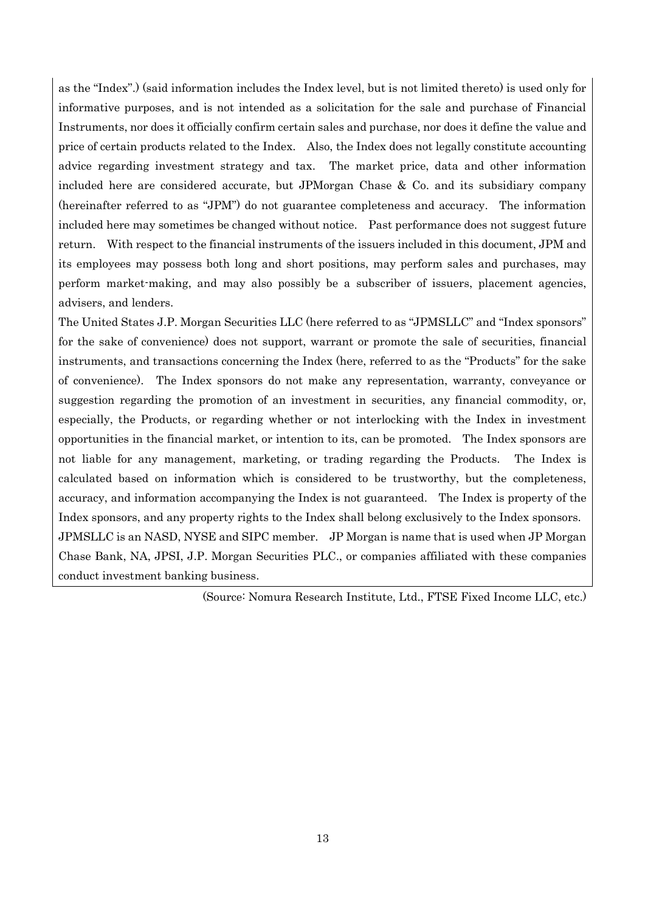as the "Index".) (said information includes the Index level, but is not limited thereto) is used only for informative purposes, and is not intended as a solicitation for the sale and purchase of Financial Instruments, nor does it officially confirm certain sales and purchase, nor does it define the value and price of certain products related to the Index. Also, the Index does not legally constitute accounting advice regarding investment strategy and tax. The market price, data and other information included here are considered accurate, but JPMorgan Chase & Co. and its subsidiary company (hereinafter referred to as "JPM") do not guarantee completeness and accuracy. The information included here may sometimes be changed without notice. Past performance does not suggest future return. With respect to the financial instruments of the issuers included in this document, JPM and its employees may possess both long and short positions, may perform sales and purchases, may perform market-making, and may also possibly be a subscriber of issuers, placement agencies, advisers, and lenders.

The United States J.P. Morgan Securities LLC (here referred to as "JPMSLLC" and "Index sponsors" for the sake of convenience) does not support, warrant or promote the sale of securities, financial instruments, and transactions concerning the Index (here, referred to as the "Products" for the sake of convenience). The Index sponsors do not make any representation, warranty, conveyance or suggestion regarding the promotion of an investment in securities, any financial commodity, or, especially, the Products, or regarding whether or not interlocking with the Index in investment opportunities in the financial market, or intention to its, can be promoted. The Index sponsors are not liable for any management, marketing, or trading regarding the Products. The Index is calculated based on information which is considered to be trustworthy, but the completeness, accuracy, and information accompanying the Index is not guaranteed. The Index is property of the Index sponsors, and any property rights to the Index shall belong exclusively to the Index sponsors.

JPMSLLC is an NASD, NYSE and SIPC member. JP Morgan is name that is used when JP Morgan Chase Bank, NA, JPSI, J.P. Morgan Securities PLC., or companies affiliated with these companies conduct investment banking business.

(Source: Nomura Research Institute, Ltd., FTSE Fixed Income LLC, etc.)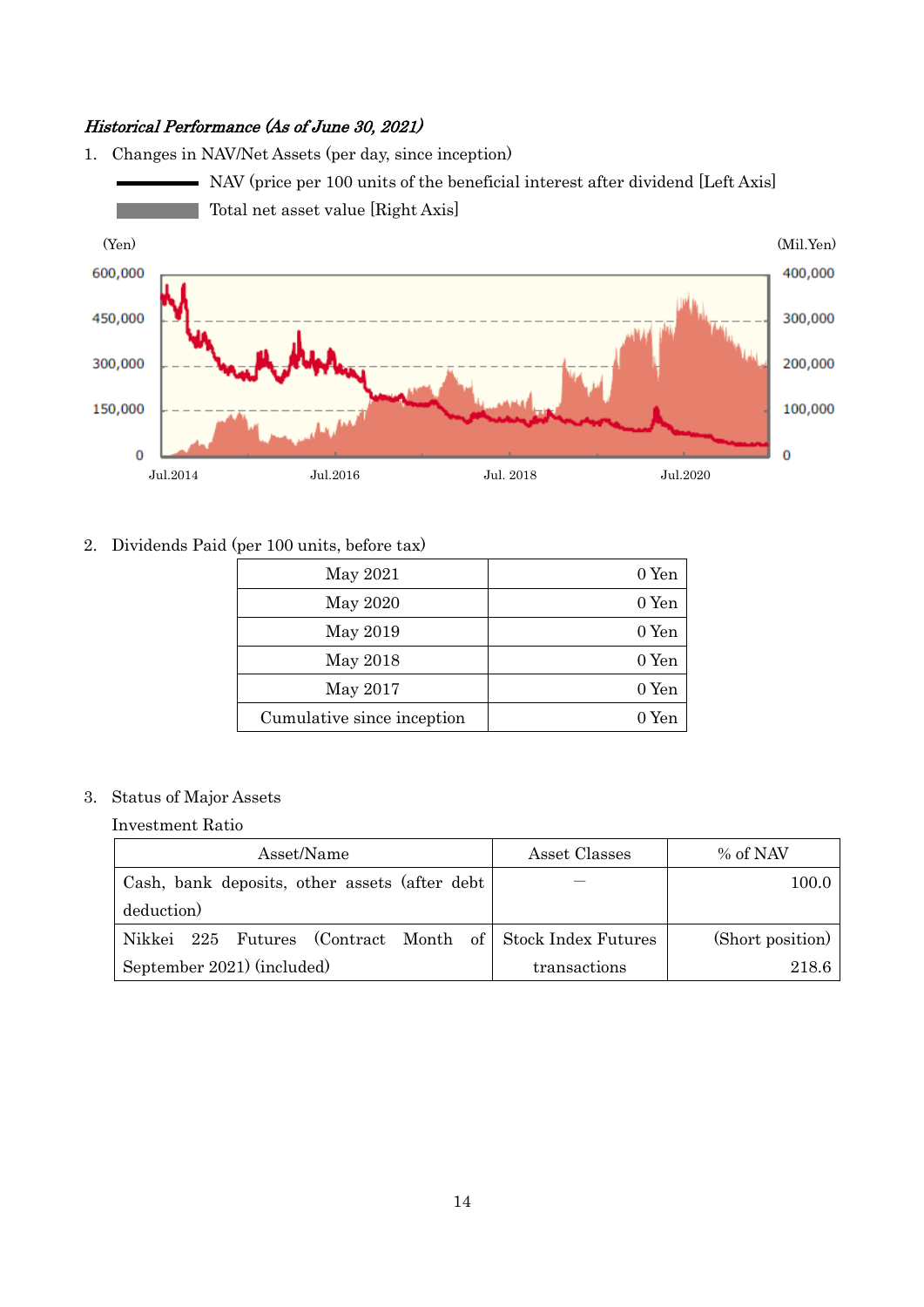*Historical Performance (As of June 30, 2021)*

1. Changes in NAV/Net Assets (per day, since inception)

   NAV (price per 100 units of the beneficial interest after dividend [Left Axis]

   Total net asset value [Right Axis]

(Yen) (Mil.Yen)

600,000 400,000
450,000 300,000
300,000 200,000
150,000 100,000
0 0

Jul.2014 Jul.2016 Jul. 2018 Jul.2020

2. Dividends Paid (per 100 units, before tax)

| | |
|---|---|
| May 2021 | 0 Yen |
| May 2020 | 0 Yen |
| May 2019 | 0 Yen |
| May 2018 | 0 Yen |
| May 2017 | 0 Yen |
| Cumulative since inception | 0 Yen |

3. Status of Major Assets

   Investment Ratio

| Asset/Name | Asset Classes | % of NAV |
|---|---|---|
| Cash, bank deposits, other assets (after debt deduction) | — | 100.0 |
| Nikkei 225 Futures (Contract Month of September 2021) (included) | Stock Index Futures transactions | (Short position) 218.6 |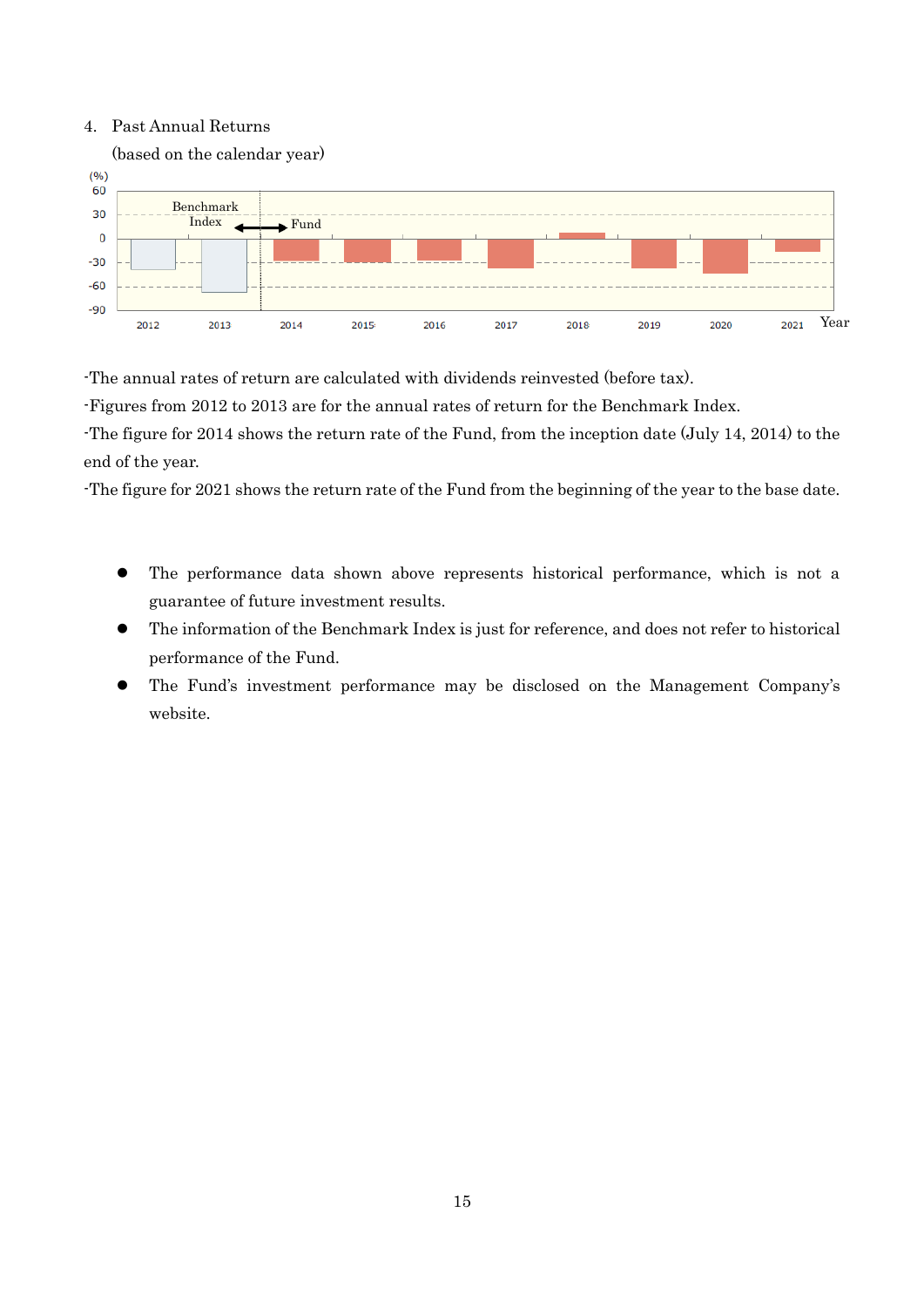4. Past Annual Returns

(based on the calendar year)

-The annual rates of return are calculated with dividends reinvested (before tax).

-Figures from 2012 to 2013 are for the annual rates of return for the Benchmark Index.

-The figure for 2014 shows the return rate of the Fund, from the inception date (July 14, 2014) to the end of the year.

-The figure for 2021 shows the return rate of the Fund from the beginning of the year to the base date.

- The performance data shown above represents historical performance, which is not a guarantee of future investment results.
- The information of the Benchmark Index is just for reference, and does not refer to historical performance of the Fund.
- The Fund's investment performance may be disclosed on the Management Company's website.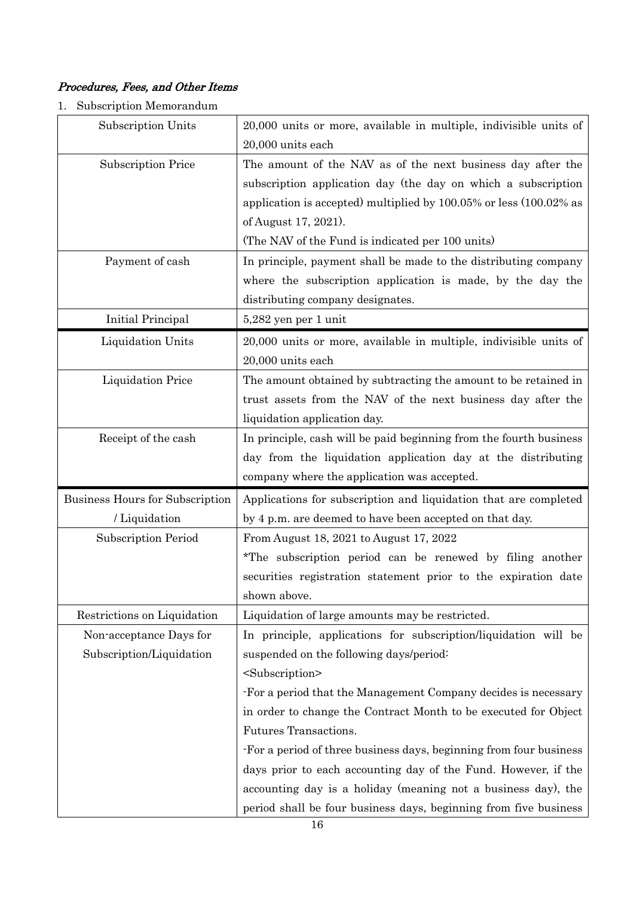## *Procedures, Fees, and Other Items*

1. Subscription Memorandum

| | |
|---|---|
| Subscription Units | 20,000 units or more, available in multiple, indivisible units of 20,000 units each |
| Subscription Price | The amount of the NAV as of the next business day after the subscription application day (the day on which a subscription application is accepted) multiplied by 100.05% or less (100.02% as of August 17, 2021).<br>(The NAV of the Fund is indicated per 100 units) |
| Payment of cash | In principle, payment shall be made to the distributing company where the subscription application is made, by the day the distributing company designates. |
| Initial Principal | 5,282 yen per 1 unit |
| Liquidation Units | 20,000 units or more, available in multiple, indivisible units of 20,000 units each |
| Liquidation Price | The amount obtained by subtracting the amount to be retained in trust assets from the NAV of the next business day after the liquidation application day. |
| Receipt of the cash | In principle, cash will be paid beginning from the fourth business day from the liquidation application day at the distributing company where the application was accepted. |
| Business Hours for Subscription / Liquidation | Applications for subscription and liquidation that are completed by 4 p.m. are deemed to have been accepted on that day. |
| Subscription Period | From August 18, 2021 to August 17, 2022<br>*The subscription period can be renewed by filing another securities registration statement prior to the expiration date shown above. |
| Restrictions on Liquidation | Liquidation of large amounts may be restricted. |
| Non-acceptance Days for Subscription/Liquidation | In principle, applications for subscription/liquidation will be suspended on the following days/period:<br><Subscription><br>-For a period that the Management Company decides is necessary in order to change the Contract Month to be executed for Object Futures Transactions.<br>-For a period of three business days, beginning from four business days prior to each accounting day of the Fund. However, if the accounting day is a holiday (meaning not a business day), the period shall be four business days, beginning from five business |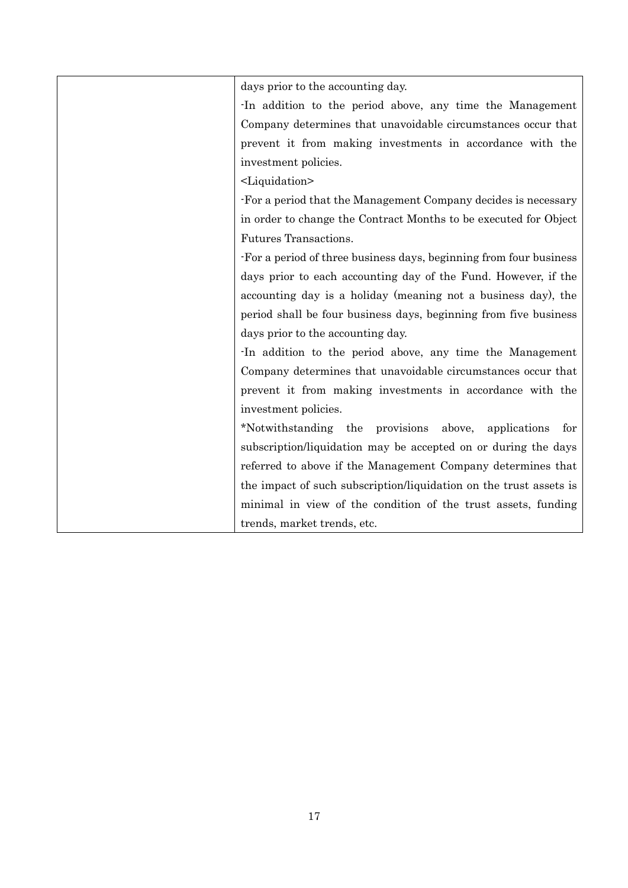| | |
|---|---|
| | days prior to the accounting day.<br>-In addition to the period above, any time the Management Company determines that unavoidable circumstances occur that prevent it from making investments in accordance with the investment policies.<br><Liquidation><br>-For a period that the Management Company decides is necessary in order to change the Contract Months to be executed for Object Futures Transactions.<br>-For a period of three business days, beginning from four business days prior to each accounting day of the Fund. However, if the accounting day is a holiday (meaning not a business day), the period shall be four business days, beginning from five business days prior to the accounting day.<br>-In addition to the period above, any time the Management Company determines that unavoidable circumstances occur that prevent it from making investments in accordance with the investment policies.<br>*Notwithstanding the provisions above, applications for subscription/liquidation may be accepted on or during the days referred to above if the Management Company determines that the impact of such subscription/liquidation on the trust assets is minimal in view of the condition of the trust assets, funding trends, market trends, etc. |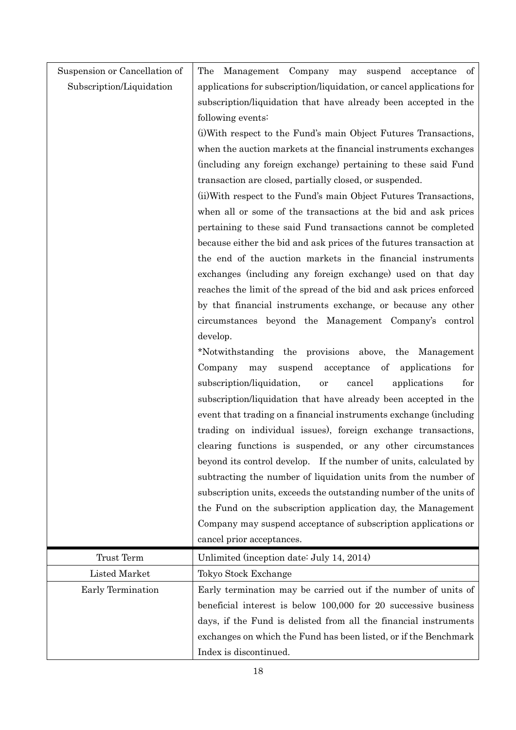| | |
|---|---|
| Suspension or Cancellation of Subscription/Liquidation | The Management Company may suspend acceptance of applications for subscription/liquidation, or cancel applications for subscription/liquidation that have already been accepted in the following events:<br>(i)With respect to the Fund's main Object Futures Transactions, when the auction markets at the financial instruments exchanges (including any foreign exchange) pertaining to these said Fund transaction are closed, partially closed, or suspended.<br>(ii)With respect to the Fund's main Object Futures Transactions, when all or some of the transactions at the bid and ask prices pertaining to these said Fund transactions cannot be completed because either the bid and ask prices of the futures transaction at the end of the auction markets in the financial instruments exchanges (including any foreign exchange) used on that day reaches the limit of the spread of the bid and ask prices enforced by that financial instruments exchange, or because any other circumstances beyond the Management Company's control develop.<br>*Notwithstanding the provisions above, the Management Company may suspend acceptance of applications for subscription/liquidation, or cancel applications for subscription/liquidation that have already been accepted in the event that trading on a financial instruments exchange (including trading on individual issues), foreign exchange transactions, clearing functions is suspended, or any other circumstances beyond its control develop. If the number of units, calculated by subtracting the number of liquidation units from the number of subscription units, exceeds the outstanding number of the units of the Fund on the subscription application day, the Management Company may suspend acceptance of subscription applications or cancel prior acceptances. |
| Trust Term | Unlimited (inception date: July 14, 2014) |
| Listed Market | Tokyo Stock Exchange |
| Early Termination | Early termination may be carried out if the number of units of beneficial interest is below 100,000 for 20 successive business days, if the Fund is delisted from all the financial instruments exchanges on which the Fund has been listed, or if the Benchmark Index is discontinued. |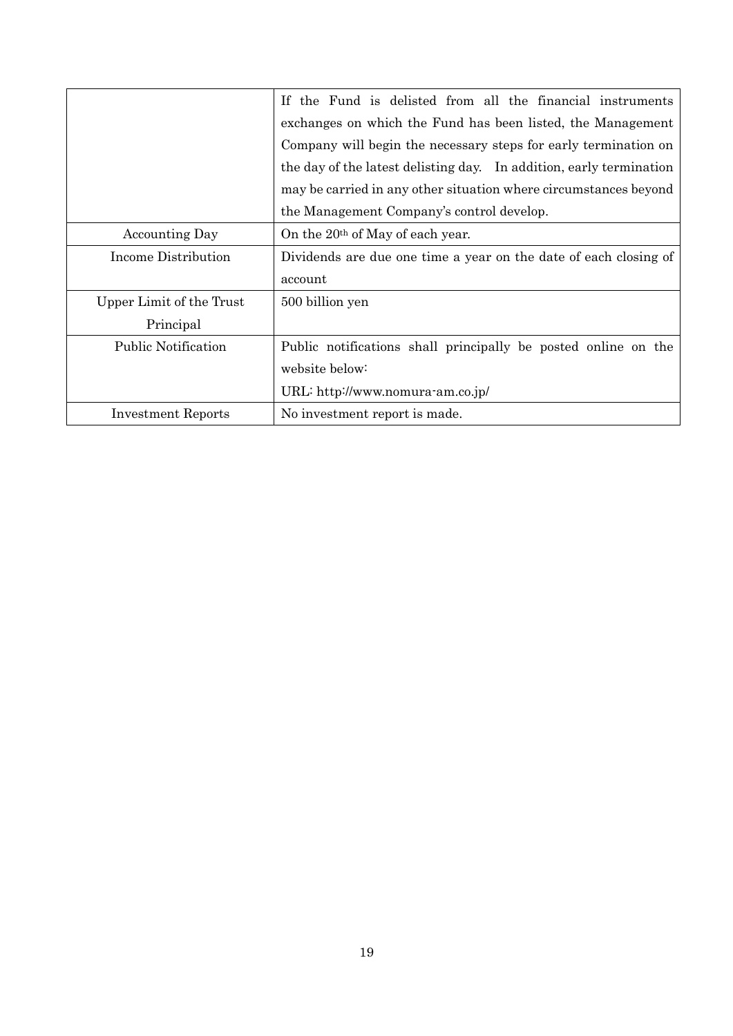| | |
|---|---|
| | If the Fund is delisted from all the financial instruments exchanges on which the Fund has been listed, the Management Company will begin the necessary steps for early termination on the day of the latest delisting day. In addition, early termination may be carried in any other situation where circumstances beyond the Management Company's control develop. |
| Accounting Day | On the 20th of May of each year. |
| Income Distribution | Dividends are due one time a year on the date of each closing of account |
| Upper Limit of the Trust Principal | 500 billion yen |
| Public Notification | Public notifications shall principally be posted online on the website below:<br>URL: http://www.nomura-am.co.jp/ |
| Investment Reports | No investment report is made. |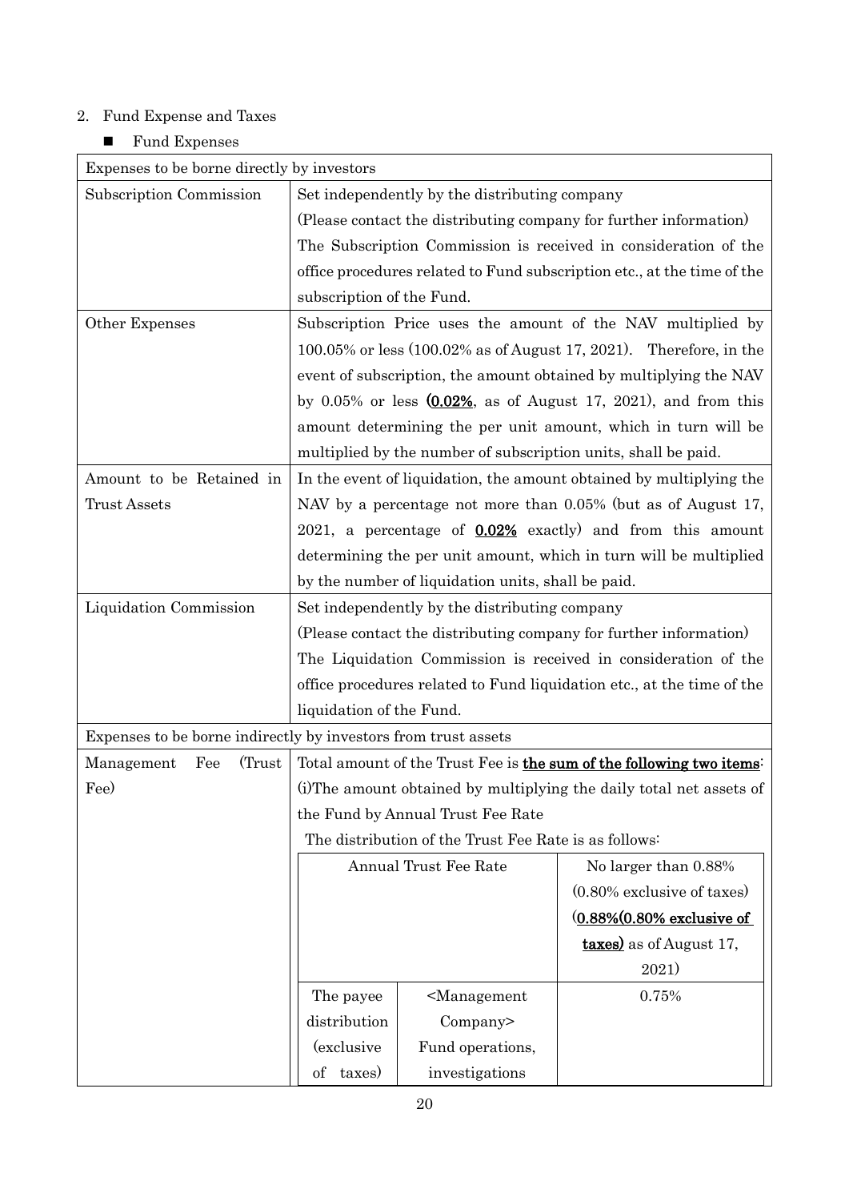2. Fund Expense and Taxes

- Fund Expenses

| Expenses to be borne directly by investors | |
|---|---|
| Subscription Commission | Set independently by the distributing company<br>(Please contact the distributing company for further information)<br>The Subscription Commission is received in consideration of the office procedures related to Fund subscription etc., at the time of the subscription of the Fund. |
| Other Expenses | Subscription Price uses the amount of the NAV multiplied by 100.05% or less (100.02% as of August 17, 2021). Therefore, in the event of subscription, the amount obtained by multiplying the NAV by 0.05% or less (**0.02%**, as of August 17, 2021), and from this amount determining the per unit amount, which in turn will be multiplied by the number of subscription units, shall be paid. |
| Amount to be Retained in Trust Assets | In the event of liquidation, the amount obtained by multiplying the NAV by a percentage not more than 0.05% (but as of August 17, 2021, a percentage of **0.02%** exactly) and from this amount determining the per unit amount, which in turn will be multiplied by the number of liquidation units, shall be paid. |
| Liquidation Commission | Set independently by the distributing company<br>(Please contact the distributing company for further information)<br>The Liquidation Commission is received in consideration of the office procedures related to Fund liquidation etc., at the time of the liquidation of the Fund. |
| Expenses to be borne indirectly by investors from trust assets | |
| Management Fee (Trust Fee) | Total amount of the Trust Fee is **the sum of the following two items**:<br>(i)The amount obtained by multiplying the daily total net assets of the Fund by Annual Trust Fee Rate<br>The distribution of the Trust Fee Rate is as follows: |

| Annual Trust Fee Rate | | No larger than 0.88% (0.80% exclusive of taxes) (**0.88%(0.80% exclusive of taxes)** as of August 17, 2021) |
|---|---|---|
| The payee distribution (exclusive of taxes) | <Management Company> Fund operations, investigations | 0.75% |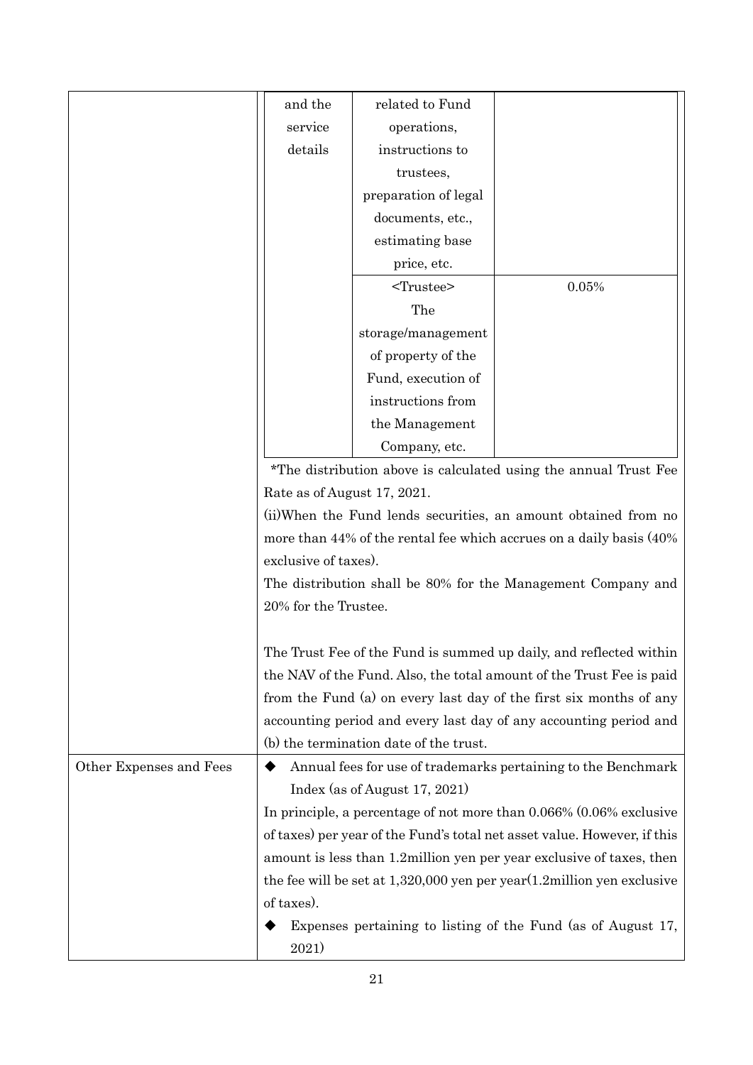| | | | |
|---|---|---|---|
| | and the service details | related to Fund operations, instructions to trustees, preparation of legal documents, etc., estimating base price, etc. | |
| | | <Trustee> The storage/management of property of the Fund, execution of instructions from the Management Company, etc. | 0.05% |
| | *The distribution above is calculated using the annual Trust Fee Rate as of August 17, 2021.<br>(ii)When the Fund lends securities, an amount obtained from no more than 44% of the rental fee which accrues on a daily basis (40% exclusive of taxes).<br>The distribution shall be 80% for the Management Company and 20% for the Trustee.<br><br>The Trust Fee of the Fund is summed up daily, and reflected within the NAV of the Fund. Also, the total amount of the Trust Fee is paid from the Fund (a) on every last day of the first six months of any accounting period and every last day of any accounting period and (b) the termination date of the trust. | | |
| Other Expenses and Fees | ◆ Annual fees for use of trademarks pertaining to the Benchmark Index (as of August 17, 2021)<br>In principle, a percentage of not more than 0.066% (0.06% exclusive of taxes) per year of the Fund's total net asset value. However, if this amount is less than 1.2million yen per year exclusive of taxes, then the fee will be set at 1,320,000 yen per year(1.2million yen exclusive of taxes).<br>◆ Expenses pertaining to listing of the Fund (as of August 17, 2021) | | |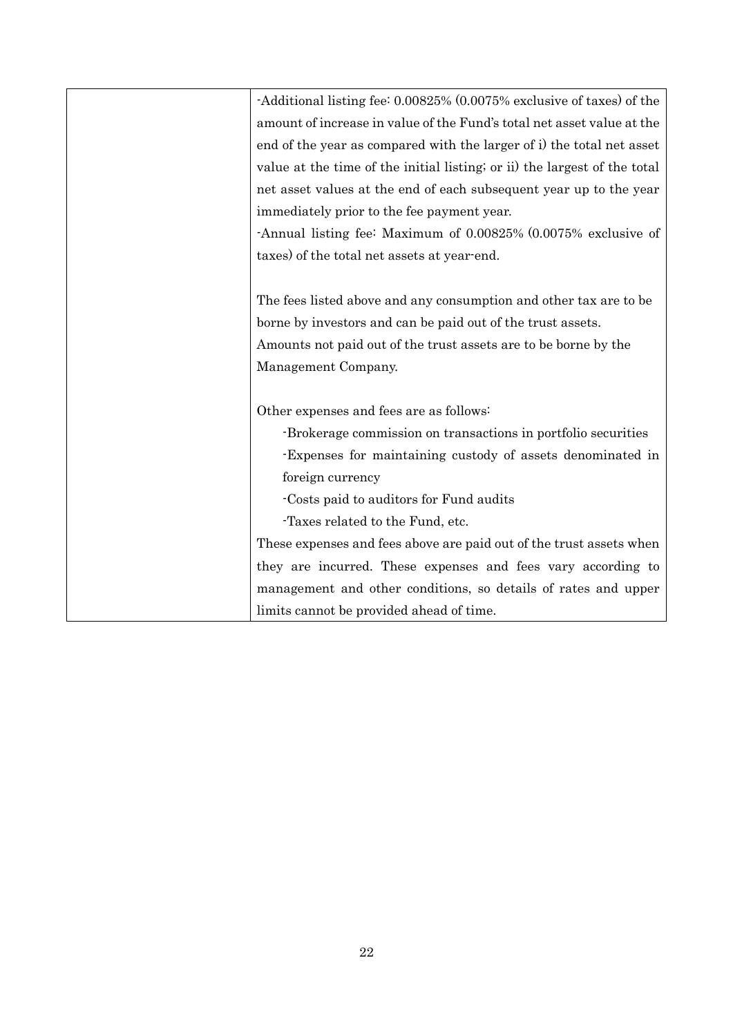| | |
|---|---|
| | -Additional listing fee: 0.00825% (0.0075% exclusive of taxes) of the amount of increase in value of the Fund's total net asset value at the end of the year as compared with the larger of i) the total net asset value at the time of the initial listing; or ii) the largest of the total net asset values at the end of each subsequent year up to the year immediately prior to the fee payment year.<br>-Annual listing fee: Maximum of 0.00825% (0.0075% exclusive of taxes) of the total net assets at year-end.<br><br>The fees listed above and any consumption and other tax are to be borne by investors and can be paid out of the trust assets.<br>Amounts not paid out of the trust assets are to be borne by the Management Company.<br><br>Other expenses and fees are as follows:<br>-Brokerage commission on transactions in portfolio securities<br>-Expenses for maintaining custody of assets denominated in foreign currency<br>-Costs paid to auditors for Fund audits<br>-Taxes related to the Fund, etc.<br>These expenses and fees above are paid out of the trust assets when they are incurred. These expenses and fees vary according to management and other conditions, so details of rates and upper limits cannot be provided ahead of time. |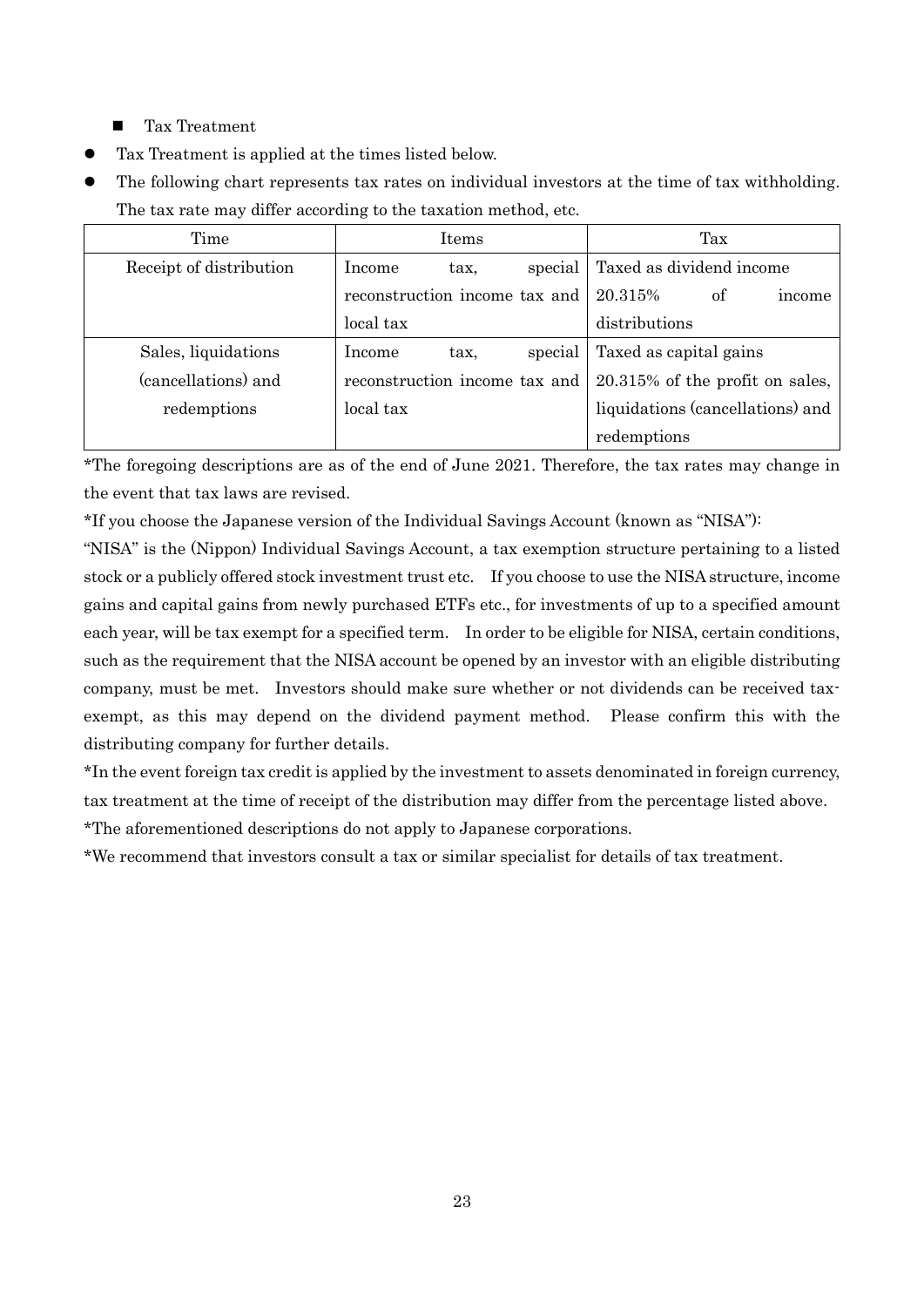- Tax Treatment

- Tax Treatment is applied at the times listed below.
- The following chart represents tax rates on individual investors at the time of tax withholding. The tax rate may differ according to the taxation method, etc.

| Time | Items | Tax |
|---|---|---|
| Receipt of distribution | Income tax, special reconstruction income tax and local tax | Taxed as dividend income 20.315% of income distributions |
| Sales, liquidations (cancellations) and redemptions | Income tax, special reconstruction income tax and local tax | Taxed as capital gains 20.315% of the profit on sales, liquidations (cancellations) and redemptions |

*The foregoing descriptions are as of the end of June 2021. Therefore, the tax rates may change in the event that tax laws are revised.

*If you choose the Japanese version of the Individual Savings Account (known as "NISA"):

"NISA" is the (Nippon) Individual Savings Account, a tax exemption structure pertaining to a listed stock or a publicly offered stock investment trust etc. If you choose to use the NISA structure, income gains and capital gains from newly purchased ETFs etc., for investments of up to a specified amount each year, will be tax exempt for a specified term. In order to be eligible for NISA, certain conditions, such as the requirement that the NISA account be opened by an investor with an eligible distributing company, must be met. Investors should make sure whether or not dividends can be received tax-exempt, as this may depend on the dividend payment method. Please confirm this with the distributing company for further details.

*In the event foreign tax credit is applied by the investment to assets denominated in foreign currency, tax treatment at the time of receipt of the distribution may differ from the percentage listed above.

*The aforementioned descriptions do not apply to Japanese corporations.

*We recommend that investors consult a tax or similar specialist for details of tax treatment.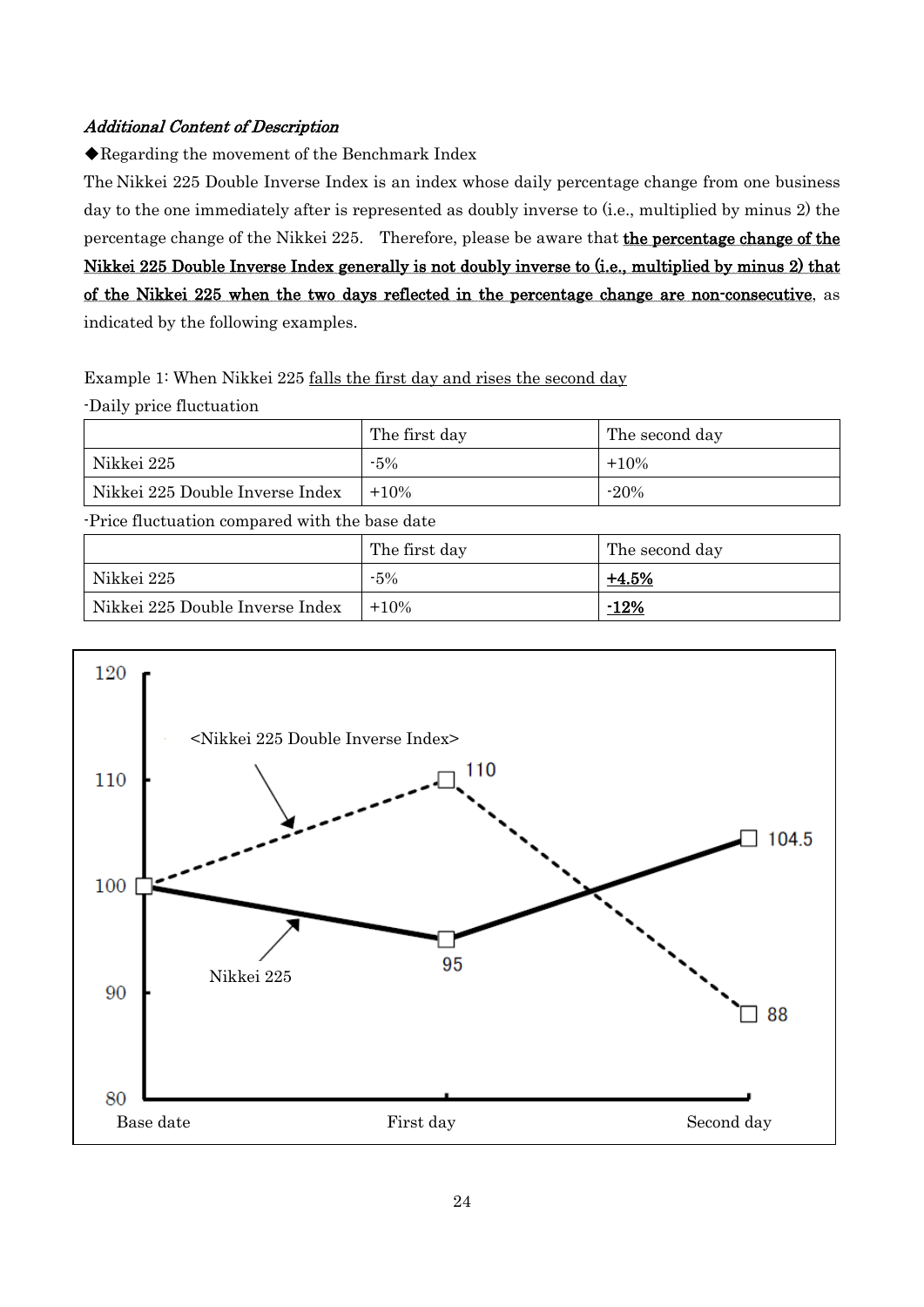*Additional Content of Description*

◆Regarding the movement of the Benchmark Index

The Nikkei 225 Double Inverse Index is an index whose daily percentage change from one business day to the one immediately after is represented as doubly inverse to (i.e., multiplied by minus 2) the percentage change of the Nikkei 225. Therefore, please be aware that **the percentage change of the Nikkei 225 Double Inverse Index generally is not doubly inverse to (i.e., multiplied by minus 2) that of the Nikkei 225 when the two days reflected in the percentage change are non-consecutive**, as indicated by the following examples.

Example 1: When Nikkei 225 falls the first day and rises the second day

-Daily price fluctuation

| | The first day | The second day |
|---|---|---|
| Nikkei 225 | -5% | +10% |
| Nikkei 225 Double Inverse Index | +10% | -20% |

-Price fluctuation compared with the base date

| | The first day | The second day |
|---|---|---|
| Nikkei 225 | -5% | **+4.5%** |
| Nikkei 225 Double Inverse Index | +10% | **-12%** |

<Nikkei 225 Double Inverse Index>

Nikkei 225

| | Base date | First day | Second day |
|---|---|---|---|
| Nikkei 225 Double Inverse Index | 100 | 110 | 88 |
| Nikkei 225 | 100 | 95 | 104.5 |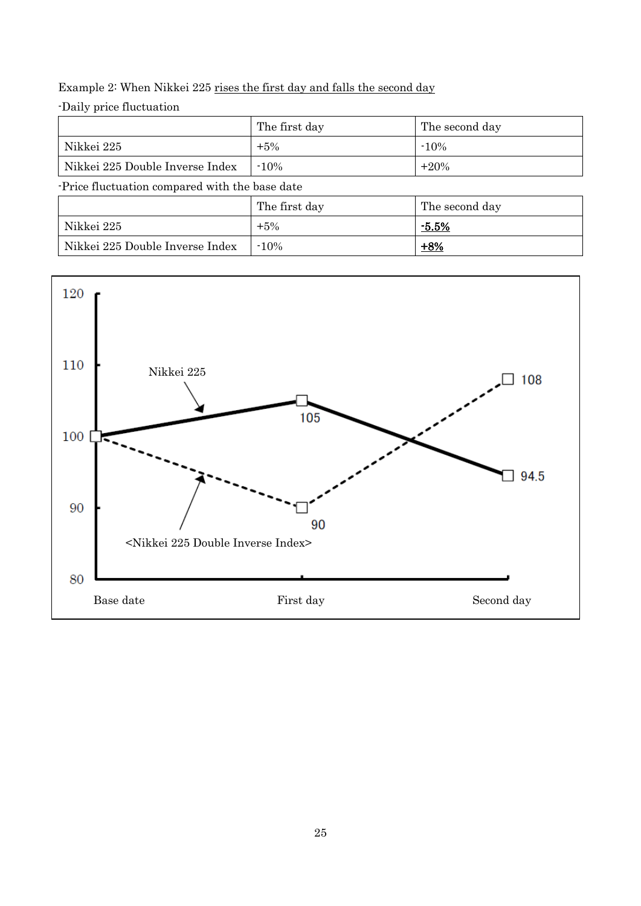Example 2: When Nikkei 225 rises the first day and falls the second day

-Daily price fluctuation

| | The first day | The second day |
|---|---|---|
| Nikkei 225 | +5% | -10% |
| Nikkei 225 Double Inverse Index | -10% | +20% |

-Price fluctuation compared with the base date

| | The first day | The second day |
|---|---|---|
| Nikkei 225 | +5% | **-5.5%** |
| Nikkei 225 Double Inverse Index | -10% | **+8%** |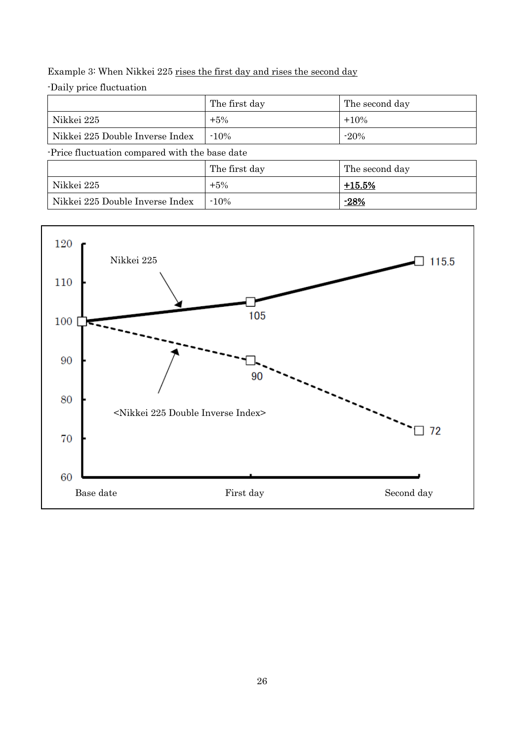Example 3: When Nikkei 225 <u>rises the first day and rises the second day</u>

-Daily price fluctuation

| | The first day | The second day |
|---|---|---|
| Nikkei 225 | +5% | +10% |
| Nikkei 225 Double Inverse Index | -10% | -20% |

-Price fluctuation compared with the base date

| | The first day | The second day |
|---|---|---|
| Nikkei 225 | +5% | **<u>+15.5%</u>** |
| Nikkei 225 Double Inverse Index | -10% | **<u>-28%</u>** |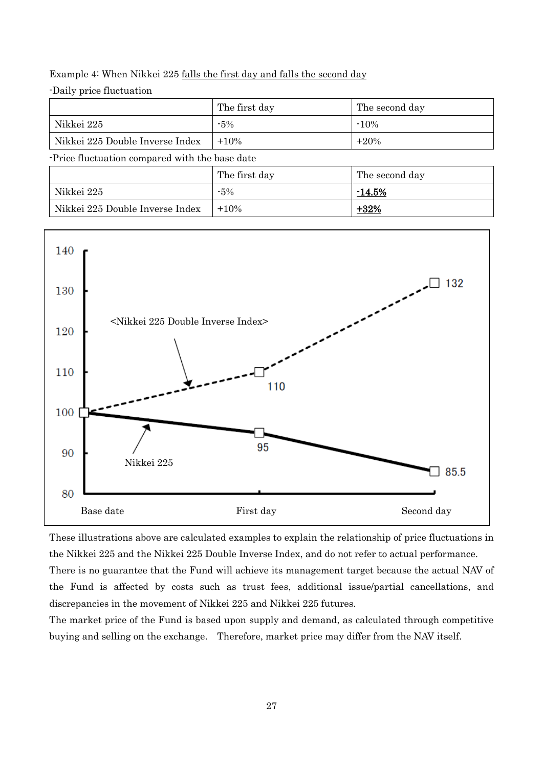Example 4: When Nikkei 225 falls the first day and falls the second day

-Daily price fluctuation

| | The first day | The second day |
|---|---|---|
| Nikkei 225 | -5% | -10% |
| Nikkei 225 Double Inverse Index | +10% | +20% |

-Price fluctuation compared with the base date

| | The first day | The second day |
|---|---|---|
| Nikkei 225 | -5% | **-14.5%** |
| Nikkei 225 Double Inverse Index | +10% | **+32%** |

140
130
120
110
100
90
80

<Nikkei 225 Double Inverse Index>

Nikkei 225

110
132
95
85.5

Base date
First day
Second day

These illustrations above are calculated examples to explain the relationship of price fluctuations in the Nikkei 225 and the Nikkei 225 Double Inverse Index, and do not refer to actual performance.

There is no guarantee that the Fund will achieve its management target because the actual NAV of the Fund is affected by costs such as trust fees, additional issue/partial cancellations, and discrepancies in the movement of Nikkei 225 and Nikkei 225 futures.

The market price of the Fund is based upon supply and demand, as calculated through competitive buying and selling on the exchange. Therefore, market price may differ from the NAV itself.